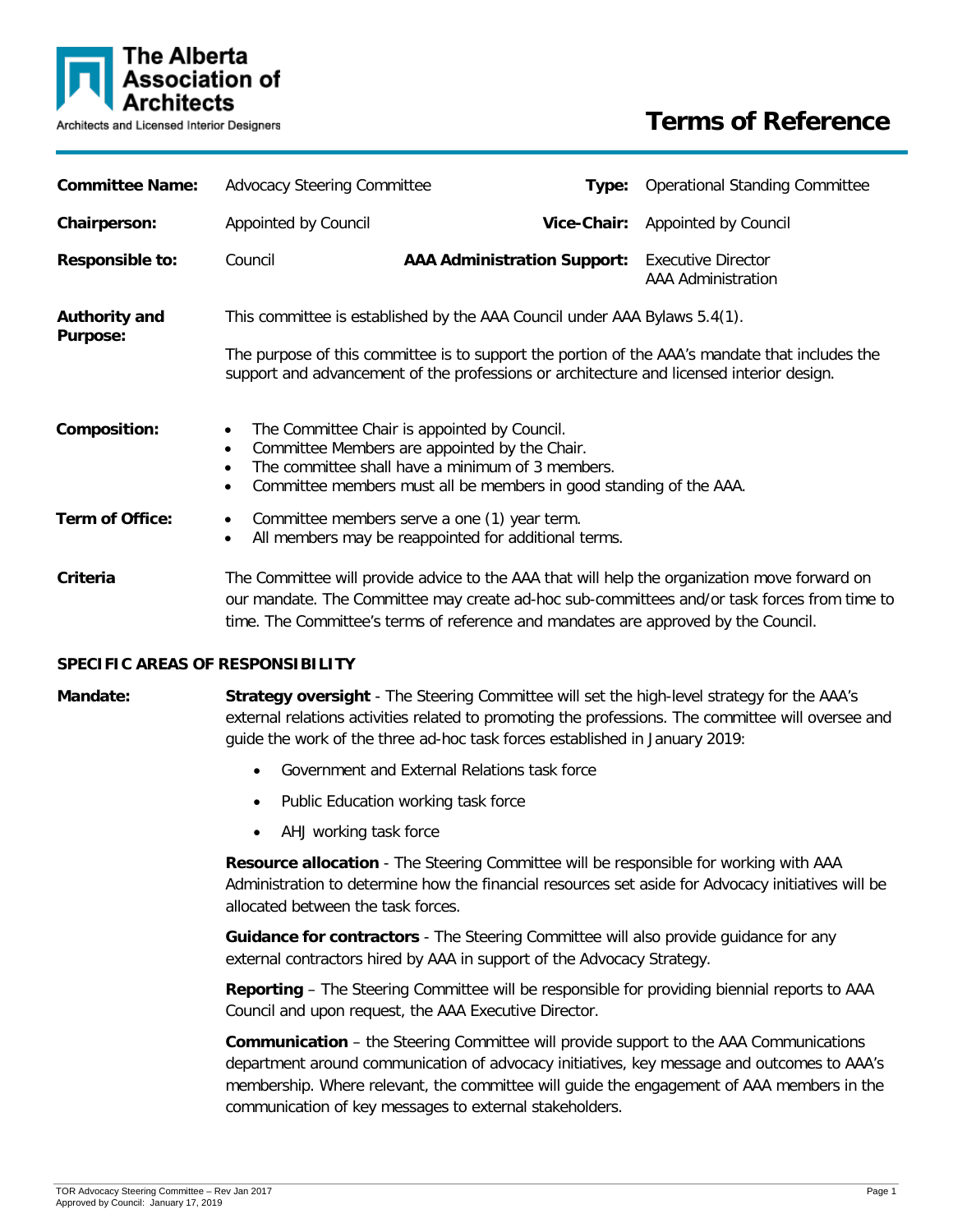# The Alberta Association of Architects

Architects and Licensed Interior Designers

# Terms of Reference

| | | | |
|---|---|---|---|
| **Committee Name:** | Advocacy Steering Committee | **Type:** | Operational Standing Committee |
| **Chairperson:** | Appointed by Council | **Vice-Chair:** | Appointed by Council |
| **Responsible to:** | Council | **AAA Administration Support:** | Executive Director<br>AAA Administration |

**Authority and Purpose:**

This committee is established by the AAA Council under AAA Bylaws 5.4(1).

The purpose of this committee is to support the portion of the AAA's mandate that includes the support and advancement of the professions or architecture and licensed interior design.

**Composition:**

- The Committee Chair is appointed by Council.
- Committee Members are appointed by the Chair.
- The committee shall have a minimum of 3 members.
- Committee members must all be members in good standing of the AAA.

**Term of Office:**

- Committee members serve a one (1) year term.
- All members may be reappointed for additional terms.

**Criteria**

The Committee will provide advice to the AAA that will help the organization move forward on our mandate. The Committee may create ad-hoc sub-committees and/or task forces from time to time. The Committee's terms of reference and mandates are approved by the Council.

## SPECIFIC AREAS OF RESPONSIBILITY

**Mandate:**

**Strategy oversight** - The Steering Committee will set the high-level strategy for the AAA's external relations activities related to promoting the professions. The committee will oversee and guide the work of the three ad-hoc task forces established in January 2019:

- Government and External Relations task force
- Public Education working task force
- AHJ working task force

**Resource allocation** - The Steering Committee will be responsible for working with AAA Administration to determine how the financial resources set aside for Advocacy initiatives will be allocated between the task forces.

**Guidance for contractors** - The Steering Committee will also provide guidance for any external contractors hired by AAA in support of the Advocacy Strategy.

**Reporting** – The Steering Committee will be responsible for providing biennial reports to AAA Council and upon request, the AAA Executive Director.

**Communication** – the Steering Committee will provide support to the AAA Communications department around communication of advocacy initiatives, key message and outcomes to AAA's membership. Where relevant, the committee will guide the engagement of AAA members in the communication of key messages to external stakeholders.

TOR Advocacy Steering Committee – Rev Jan 2017
Approved by Council: January 17, 2019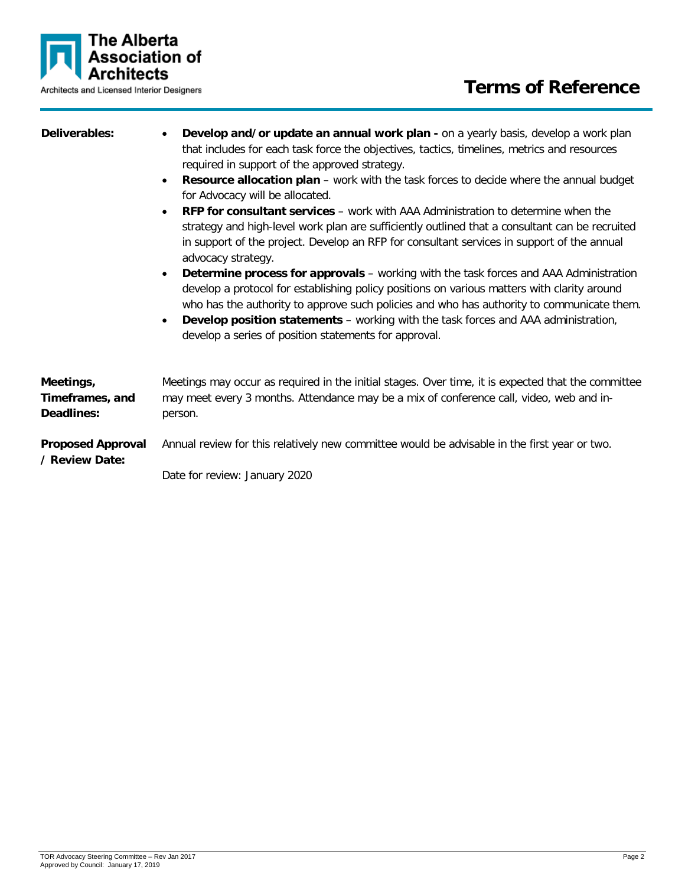**Deliverables:**

- **Develop and/or update an annual work plan -** on a yearly basis, develop a work plan that includes for each task force the objectives, tactics, timelines, metrics and resources required in support of the approved strategy.
- **Resource allocation plan** – work with the task forces to decide where the annual budget for Advocacy will be allocated.
- **RFP for consultant services** – work with AAA Administration to determine when the strategy and high-level work plan are sufficiently outlined that a consultant can be recruited in support of the project. Develop an RFP for consultant services in support of the annual advocacy strategy.
- **Determine process for approvals** – working with the task forces and AAA Administration develop a protocol for establishing policy positions on various matters with clarity around who has the authority to approve such policies and who has authority to communicate them.
- **Develop position statements** – working with the task forces and AAA administration, develop a series of position statements for approval.

**Meetings, Timeframes, and Deadlines:**

Meetings may occur as required in the initial stages. Over time, it is expected that the committee may meet every 3 months. Attendance may be a mix of conference call, video, web and in-person.

**Proposed Approval / Review Date:**

Annual review for this relatively new committee would be advisable in the first year or two.

Date for review: January 2020

TOR Advocacy Steering Committee – Rev Jan 2017
Approved by Council: January 17, 2019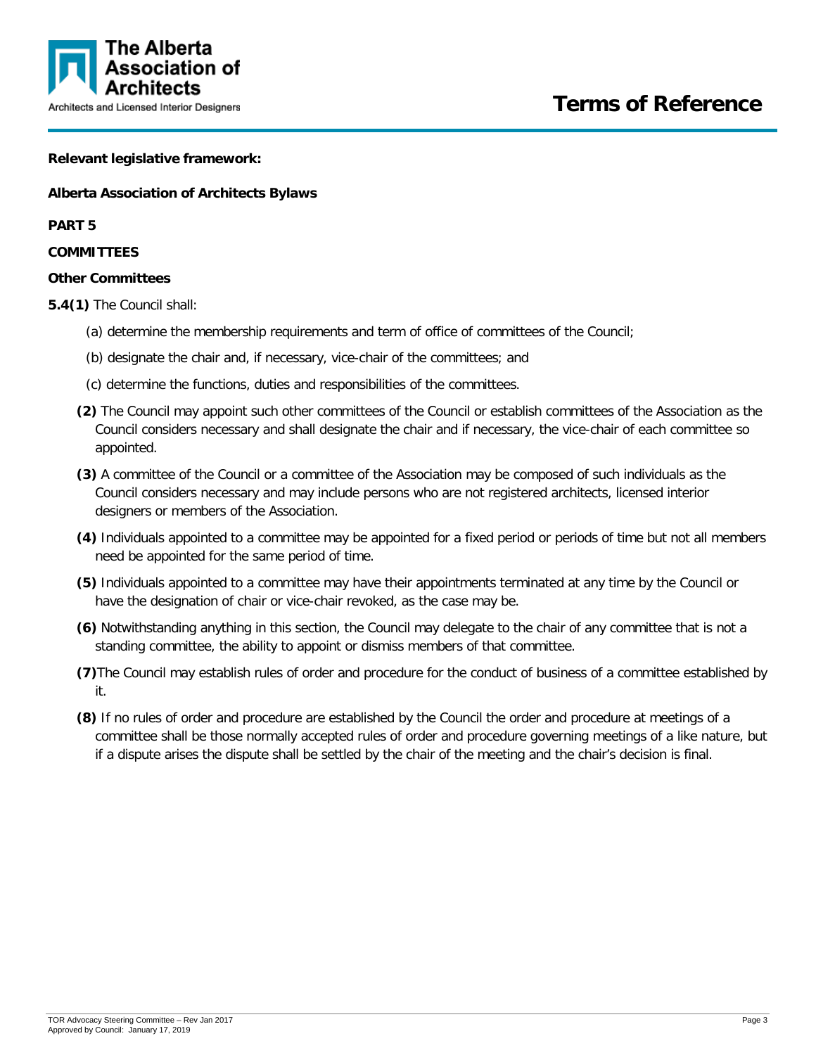**Relevant legislative framework:**

**Alberta Association of Architects Bylaws**

**PART 5**

**COMMITTEES**

**Other Committees**

**5.4(1)** The Council shall:

(a) determine the membership requirements and term of office of committees of the Council;

(b) designate the chair and, if necessary, vice-chair of the committees; and

(c) determine the functions, duties and responsibilities of the committees.

**(2)** The Council may appoint such other committees of the Council or establish committees of the Association as the Council considers necessary and shall designate the chair and if necessary, the vice-chair of each committee so appointed.

**(3)** A committee of the Council or a committee of the Association may be composed of such individuals as the Council considers necessary and may include persons who are not registered architects, licensed interior designers or members of the Association.

**(4)** Individuals appointed to a committee may be appointed for a fixed period or periods of time but not all members need be appointed for the same period of time.

**(5)** Individuals appointed to a committee may have their appointments terminated at any time by the Council or have the designation of chair or vice-chair revoked, as the case may be.

**(6)** Notwithstanding anything in this section, the Council may delegate to the chair of any committee that is not a standing committee, the ability to appoint or dismiss members of that committee.

**(7)** The Council may establish rules of order and procedure for the conduct of business of a committee established by it.

**(8)** If no rules of order and procedure are established by the Council the order and procedure at meetings of a committee shall be those normally accepted rules of order and procedure governing meetings of a like nature, but if a dispute arises the dispute shall be settled by the chair of the meeting and the chair's decision is final.